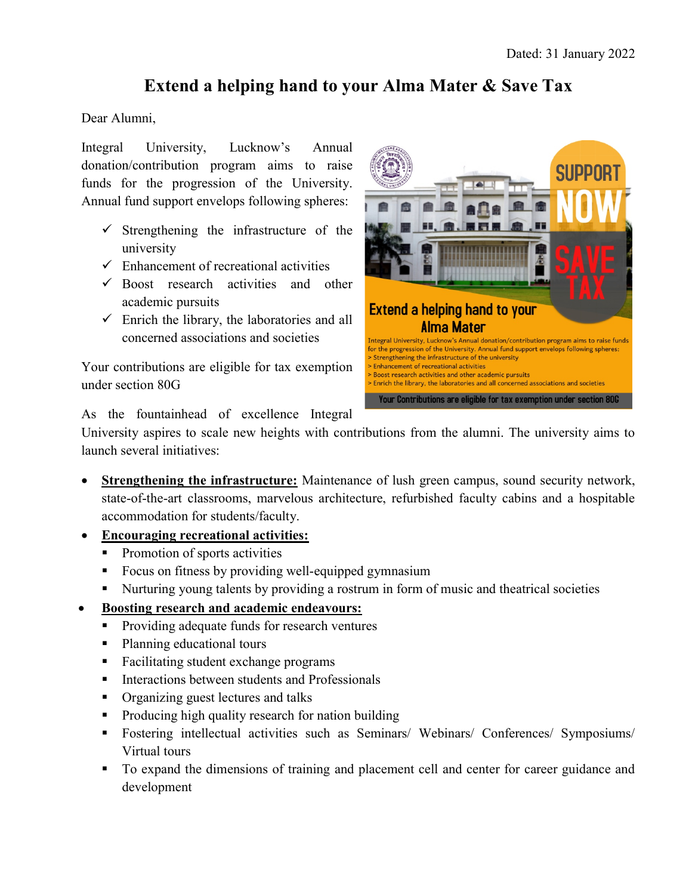Dated: 31 January 2022

# Extend a helping hand to your Alma Mater & Save Tax

Dear Alumni,

Integral University, Lucknow's Annual donation/contribution program aims to raise funds for the progression of the University. Annual fund support envelops following spheres:

- ✓ Strengthening the infrastructure of the university
- ✓ Enhancement of recreational activities
- ✓ Boost research activities and other academic pursuits
- ✓ Enrich the library, the laboratories and all concerned associations and societies

Your contributions are eligible for tax exemption under section 80G

As the fountainhead of excellence Integral University aspires to scale new heights with contributions from the alumni. The university aims to launch several initiatives:

- **Strengthening the infrastructure:** Maintenance of lush green campus, sound security network, state-of-the-art classrooms, marvelous architecture, refurbished faculty cabins and a hospitable accommodation for students/faculty.
- **Encouraging recreational activities:**
  - Promotion of sports activities
  - Focus on fitness by providing well-equipped gymnasium
  - Nurturing young talents by providing a rostrum in form of music and theatrical societies
- **Boosting research and academic endeavours:**
  - Providing adequate funds for research ventures
  - Planning educational tours
  - Facilitating student exchange programs
  - Interactions between students and Professionals
  - Organizing guest lectures and talks
  - Producing high quality research for nation building
  - Fostering intellectual activities such as Seminars/ Webinars/ Conferences/ Symposiums/ Virtual tours
  - To expand the dimensions of training and placement cell and center for career guidance and development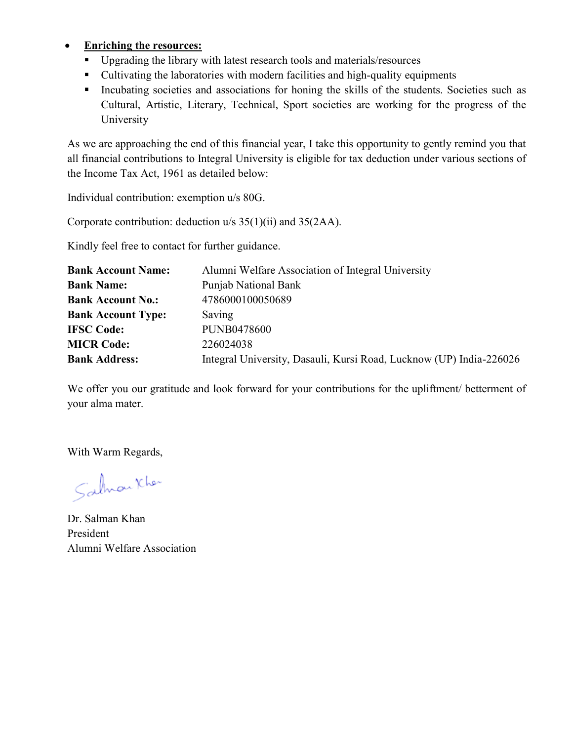- **<u>Enriching the resources:</u>**
  - Upgrading the library with latest research tools and materials/resources
  - Cultivating the laboratories with modern facilities and high-quality equipments
  - Incubating societies and associations for honing the skills of the students. Societies such as Cultural, Artistic, Literary, Technical, Sport societies are working for the progress of the University

As we are approaching the end of this financial year, I take this opportunity to gently remind you that all financial contributions to Integral University is eligible for tax deduction under various sections of the Income Tax Act, 1961 as detailed below:

Individual contribution: exemption u/s 80G.

Corporate contribution: deduction u/s 35(1)(ii) and 35(2AA).

Kindly feel free to contact for further guidance.

| | |
|---|---|
| **Bank Account Name:** | Alumni Welfare Association of Integral University |
| **Bank Name:** | Punjab National Bank |
| **Bank Account No.:** | 4786000100050689 |
| **Bank Account Type:** | Saving |
| **IFSC Code:** | PUNB0478600 |
| **MICR Code:** | 226024038 |
| **Bank Address:** | Integral University, Dasauli, Kursi Road, Lucknow (UP) India-226026 |

We offer you our gratitude and look forward for your contributions for the upliftment/ betterment of your alma mater.

With Warm Regards,

Salman Khan

Dr. Salman Khan
President
Alumni Welfare Association